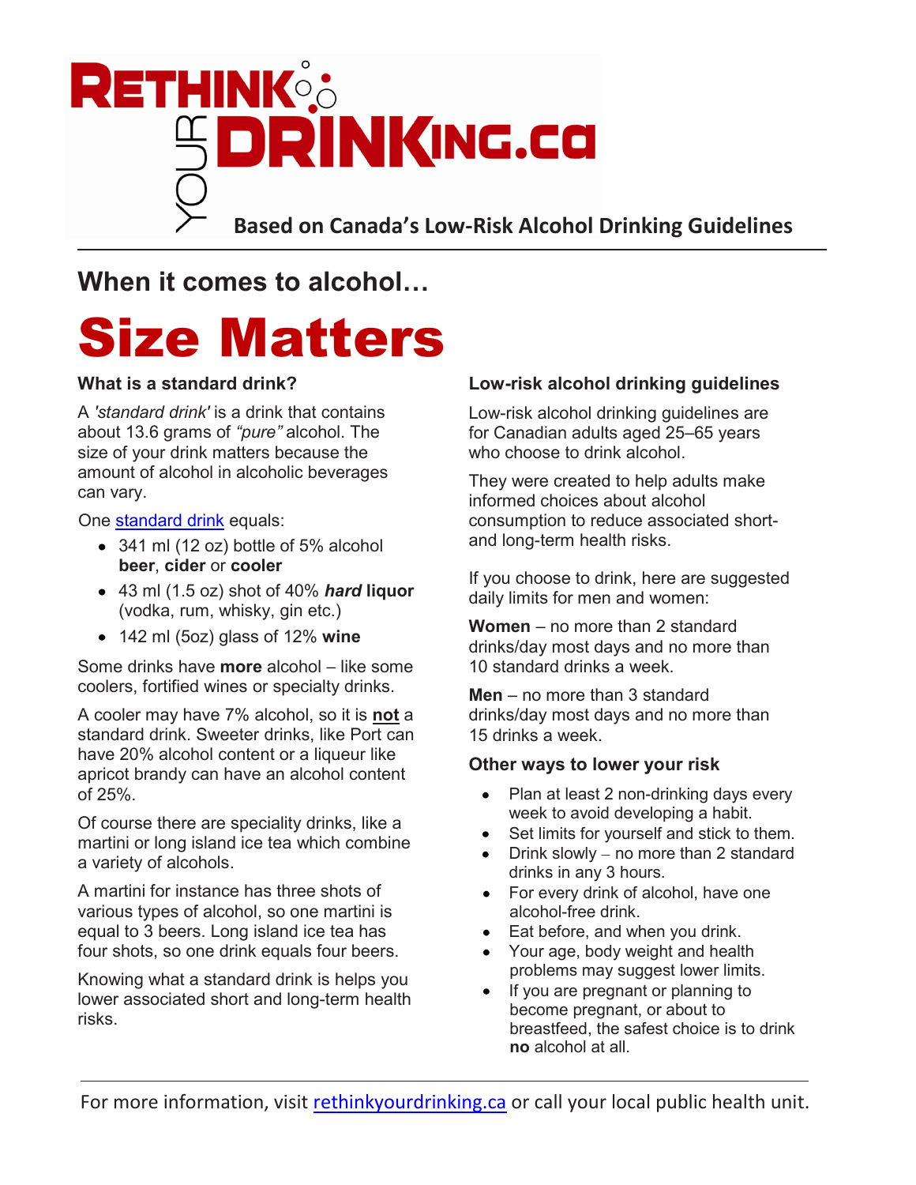# RETHINK YOUR DRINKING.ca

**Based on Canada's Low-Risk Alcohol Drinking Guidelines**

## When it comes to alcohol…

# Size Matters

### What is a standard drink?

A *'standard drink'* is a drink that contains about 13.6 grams of *"pure"* alcohol. The size of your drink matters because the amount of alcohol in alcoholic beverages can vary.

One standard drink equals:

- 341 ml (12 oz) bottle of 5% alcohol **beer**, **cider** or **cooler**
- 43 ml (1.5 oz) shot of 40% ***hard* liquor** (vodka, rum, whisky, gin etc.)
- 142 ml (5oz) glass of 12% **wine**

Some drinks have **more** alcohol – like some coolers, fortified wines or specialty drinks.

A cooler may have 7% alcohol, so it is **not** a standard drink. Sweeter drinks, like Port can have 20% alcohol content or a liqueur like apricot brandy can have an alcohol content of 25%.

Of course there are speciality drinks, like a martini or long island ice tea which combine a variety of alcohols.

A martini for instance has three shots of various types of alcohol, so one martini is equal to 3 beers. Long island ice tea has four shots, so one drink equals four beers.

Knowing what a standard drink is helps you lower associated short and long-term health risks.

### Low-risk alcohol drinking guidelines

Low-risk alcohol drinking guidelines are for Canadian adults aged 25–65 years who choose to drink alcohol.

They were created to help adults make informed choices about alcohol consumption to reduce associated short- and long-term health risks.

If you choose to drink, here are suggested daily limits for men and women:

**Women** – no more than 2 standard drinks/day most days and no more than 10 standard drinks a week.

**Men** – no more than 3 standard drinks/day most days and no more than 15 drinks a week.

### Other ways to lower your risk

- Plan at least 2 non-drinking days every week to avoid developing a habit.
- Set limits for yourself and stick to them.
- Drink slowly – no more than 2 standard drinks in any 3 hours.
- For every drink of alcohol, have one alcohol-free drink.
- Eat before, and when you drink.
- Your age, body weight and health problems may suggest lower limits.
- If you are pregnant or planning to become pregnant, or about to breastfeed, the safest choice is to drink **no** alcohol at all.

For more information, visit rethinkyourdrinking.ca or call your local public health unit.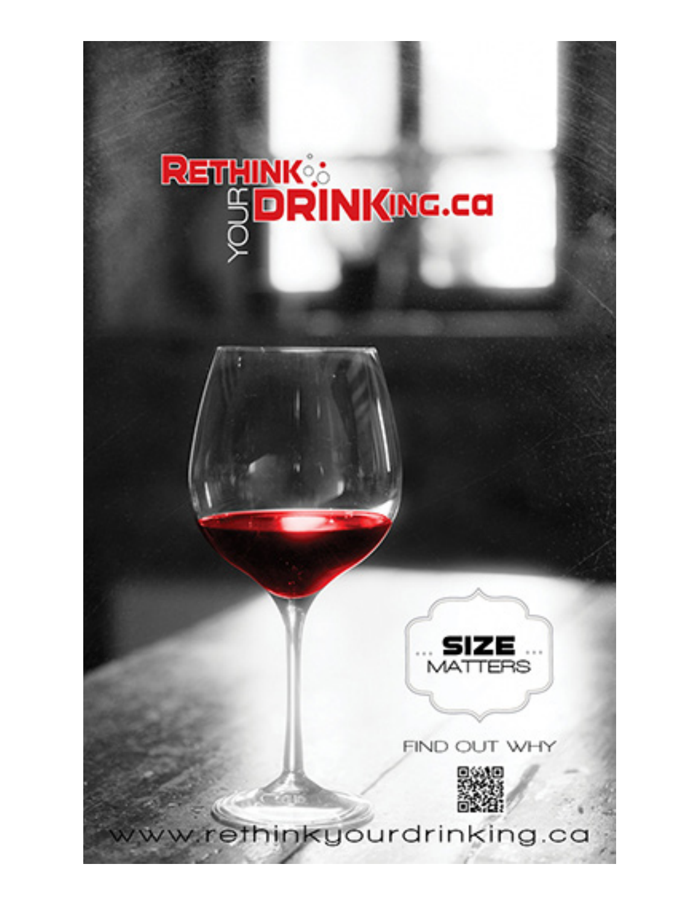# RETHINK YOUR DRINKing.ca

... SIZE ...
MATTERS

FIND OUT WHY

www.rethinkyourdrinking.ca